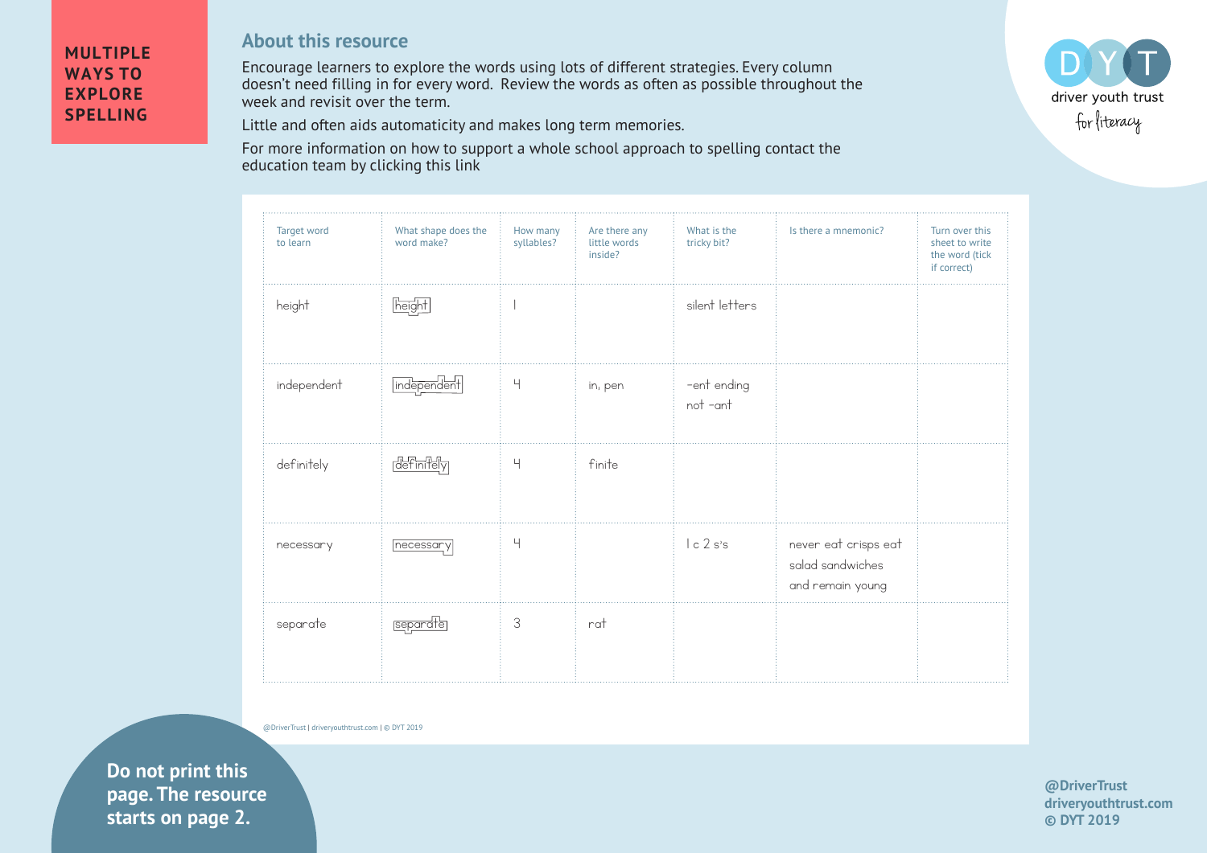# MULTIPLE WAYS TO EXPLORE SPELLING

## About this resource

Encourage learners to explore the words using lots of different strategies. Every column doesn't need filling in for every word. Review the words as often as possible throughout the week and revisit over the term.

Little and often aids automaticity and makes long term memories.

For more information on how to support a whole school approach to spelling contact the education team by clicking this link

| Target word to learn | What shape does the word make? | How many syllables? | Are there any little words inside? | What is the tricky bit? | Is there a mnemonic? | Turn over this sheet to write the word (tick if correct) |
|---|---|---|---|---|---|---|
| height | height | 1 | | silent letters | | |
| independent | independent | 4 | in, pen | -ent ending not -ant | | |
| definitely | definitely | 4 | finite | | | |
| necessary | necessary | 4 | | 1 c 2 s's | never eat crisps eat salad sandwiches and remain young | |
| separate | separate | 3 | rat | | | |

@DriverTrust | driveryouthtrust.com | © DYT 2019

Do not print this page. The resource starts on page 2.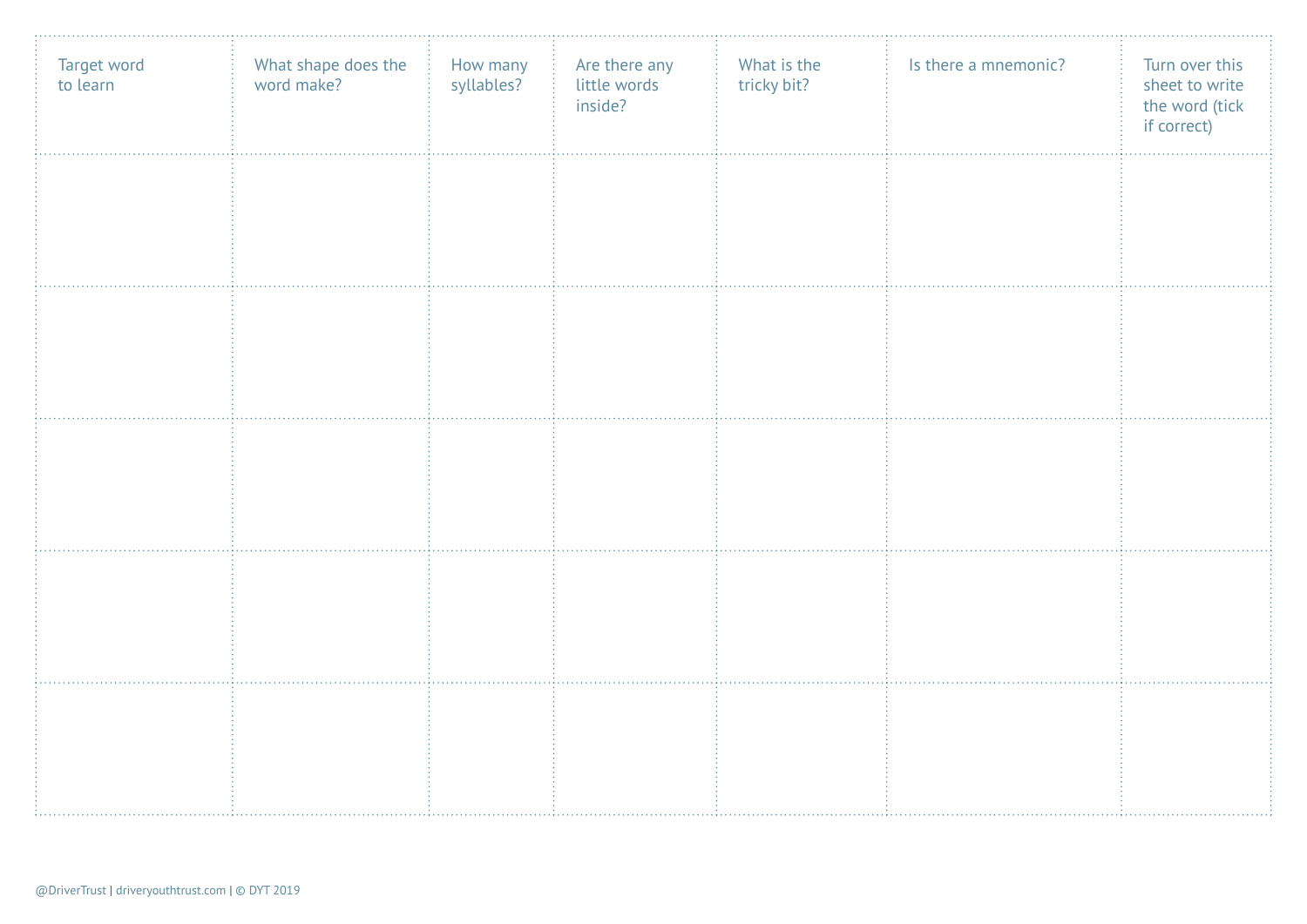| Target word to learn | What shape does the word make? | How many syllables? | Are there any little words inside? | What is the tricky bit? | Is there a mnemonic? | Turn over this sheet to write the word (tick if correct) |
|---|---|---|---|---|---|---|
| | | | | | | |
| | | | | | | |
| | | | | | | |
| | | | | | | |
| | | | | | | |

@DriverTrust | driveryouthtrust.com | © DYT 2019